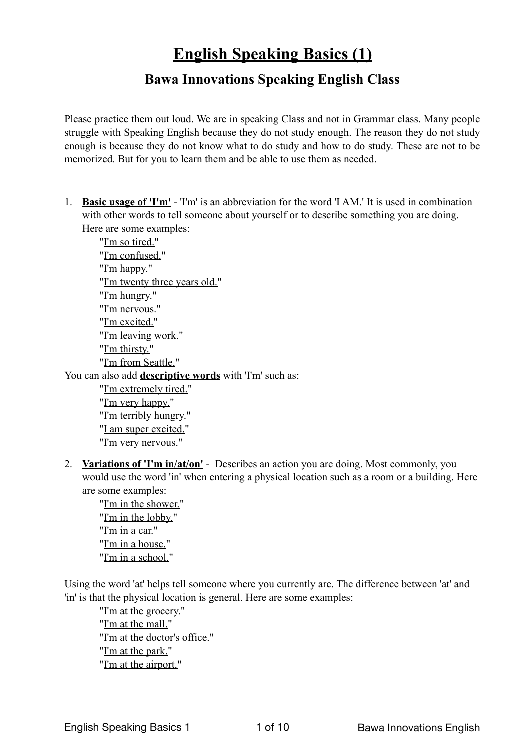# English Speaking Basics (1)

## Bawa Innovations Speaking English Class

Please practice them out loud. We are in speaking Class and not in Grammar class. Many people struggle with Speaking English because they do not study enough. The reason they do not study enough is because they do not know what to do study and how to do study. These are not to be memorized. But for you to learn them and be able to use them as needed.

1. **Basic usage of 'I'm'** - 'I'm' is an abbreviation for the word 'I AM.' It is used in combination with other words to tell someone about yourself or to describe something you are doing. Here are some examples:
   - "I'm so tired."
   - "I'm confused."
   - "I'm happy."
   - "I'm twenty three years old."
   - "I'm hungry."
   - "I'm nervous."
   - "I'm excited."
   - "I'm leaving work."
   - "I'm thirsty."
   - "I'm from Seattle."

   You can also add **descriptive words** with 'I'm' such as:
   - "I'm extremely tired."
   - "I'm very happy."
   - "I'm terribly hungry."
   - "I am super excited."
   - "I'm very nervous."

2. **Variations of 'I'm in/at/on'** - Describes an action you are doing. Most commonly, you would use the word 'in' when entering a physical location such as a room or a building. Here are some examples:
   - "I'm in the shower."
   - "I'm in the lobby."
   - "I'm in a car."
   - "I'm in a house."
   - "I'm in a school."

   Using the word 'at' helps tell someone where you currently are. The difference between 'at' and 'in' is that the physical location is general. Here are some examples:
   - "I'm at the grocery."
   - "I'm at the mall."
   - "I'm at the doctor's office."
   - "I'm at the park."
   - "I'm at the airport."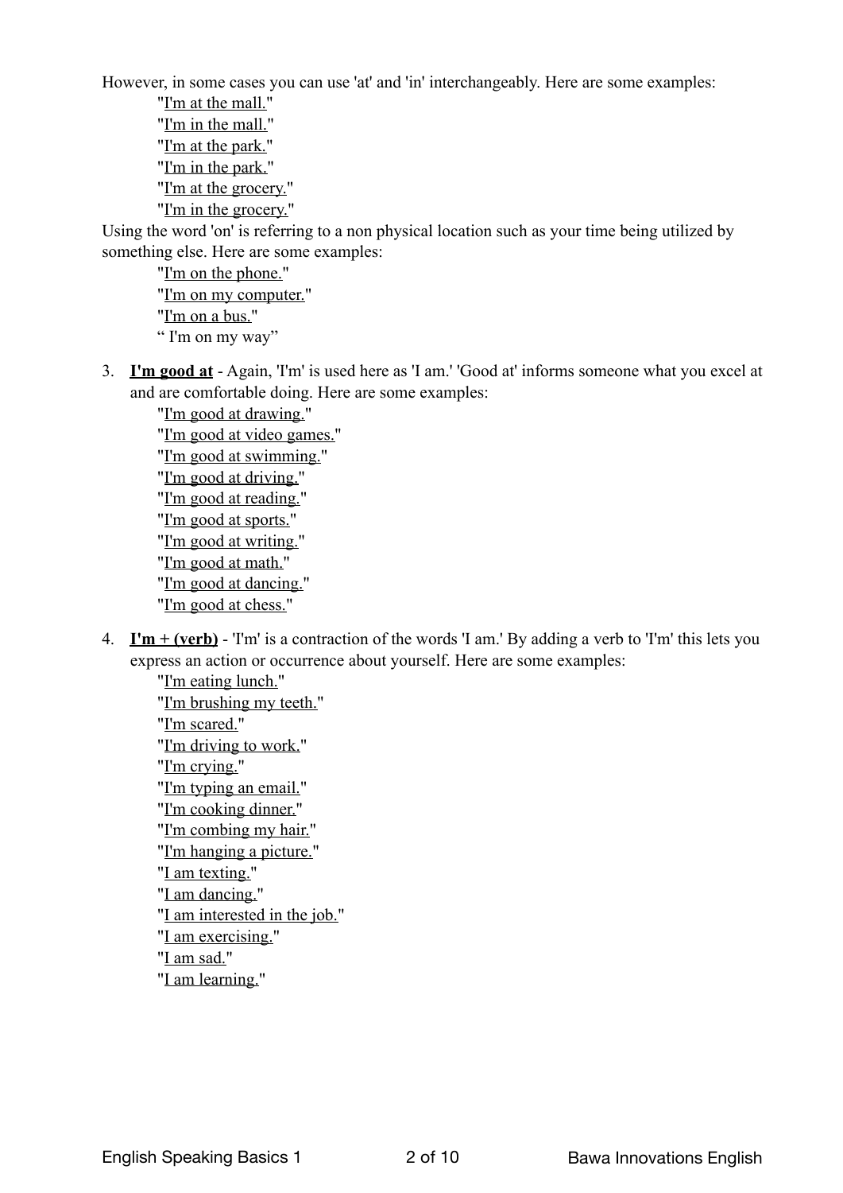However, in some cases you can use 'at' and 'in' interchangeably. Here are some examples:

"I'm at the mall."
"I'm in the mall."
"I'm at the park."
"I'm in the park."
"I'm at the grocery."
"I'm in the grocery."

Using the word 'on' is referring to a non physical location such as your time being utilized by something else. Here are some examples:

"I'm on the phone."
"I'm on my computer."
"I'm on a bus."
" I'm on my way"

3. **I'm good at** - Again, 'I'm' is used here as 'I am.' 'Good at' informs someone what you excel at and are comfortable doing. Here are some examples:

   "I'm good at drawing."
   "I'm good at video games."
   "I'm good at swimming."
   "I'm good at driving."
   "I'm good at reading."
   "I'm good at sports."
   "I'm good at writing."
   "I'm good at math."
   "I'm good at dancing."
   "I'm good at chess."

4. **I'm + (verb)** - 'I'm' is a contraction of the words 'I am.' By adding a verb to 'I'm' this lets you express an action or occurrence about yourself. Here are some examples:

   "I'm eating lunch."
   "I'm brushing my teeth."
   "I'm scared."
   "I'm driving to work."
   "I'm crying."
   "I'm typing an email."
   "I'm cooking dinner."
   "I'm combing my hair."
   "I'm hanging a picture."
   "I am texting."
   "I am dancing."
   "I am interested in the job."
   "I am exercising."
   "I am sad."
   "I am learning."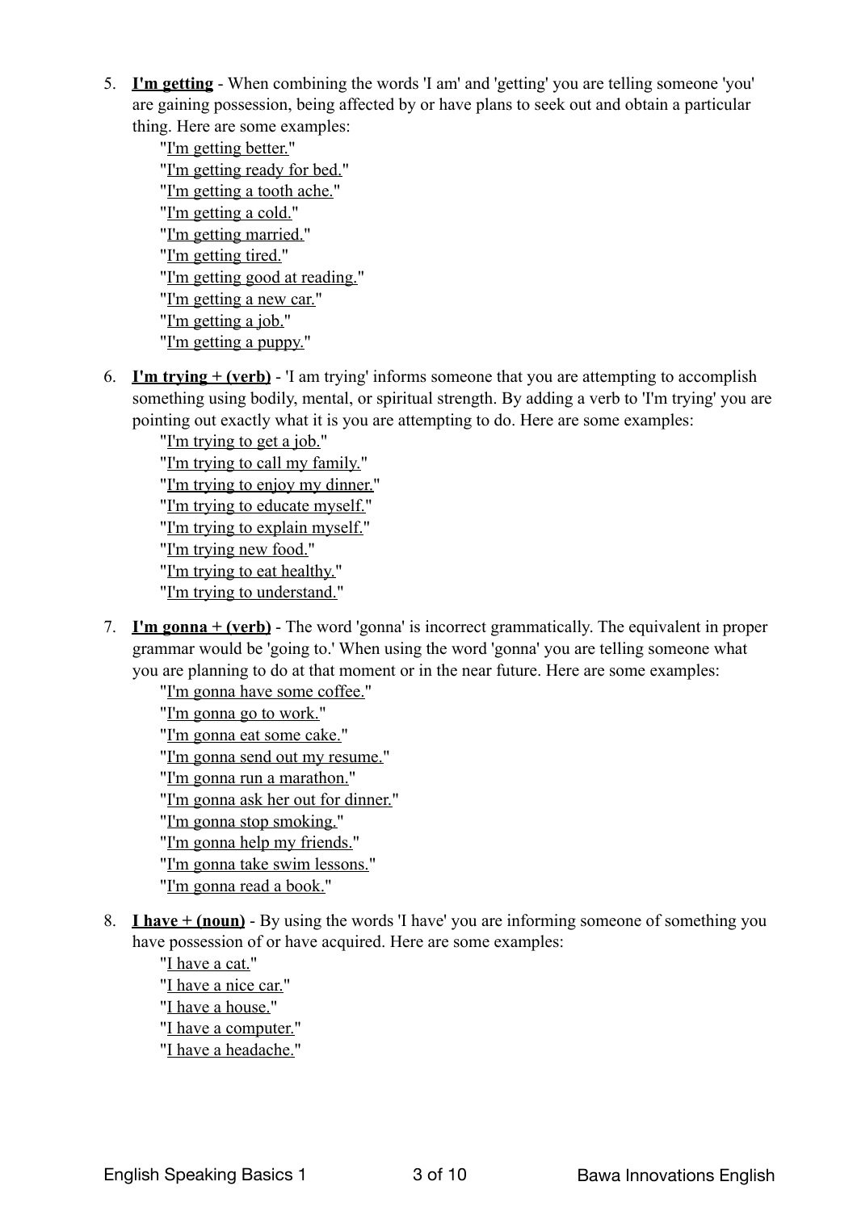5. **I'm getting** - When combining the words 'I am' and 'getting' you are telling someone 'you' are gaining possession, being affected by or have plans to seek out and obtain a particular thing. Here are some examples:
   "I'm getting better."
   "I'm getting ready for bed."
   "I'm getting a tooth ache."
   "I'm getting a cold."
   "I'm getting married."
   "I'm getting tired."
   "I'm getting good at reading."
   "I'm getting a new car."
   "I'm getting a job."
   "I'm getting a puppy."

6. **I'm trying + (verb)** - 'I am trying' informs someone that you are attempting to accomplish something using bodily, mental, or spiritual strength. By adding a verb to 'I'm trying' you are pointing out exactly what it is you are attempting to do. Here are some examples:
   "I'm trying to get a job."
   "I'm trying to call my family."
   "I'm trying to enjoy my dinner."
   "I'm trying to educate myself."
   "I'm trying to explain myself."
   "I'm trying new food."
   "I'm trying to eat healthy."
   "I'm trying to understand."

7. **I'm gonna + (verb)** - The word 'gonna' is incorrect grammatically. The equivalent in proper grammar would be 'going to.' When using the word 'gonna' you are telling someone what you are planning to do at that moment or in the near future. Here are some examples:
   "I'm gonna have some coffee."
   "I'm gonna go to work."
   "I'm gonna eat some cake."
   "I'm gonna send out my resume."
   "I'm gonna run a marathon."
   "I'm gonna ask her out for dinner."
   "I'm gonna stop smoking."
   "I'm gonna help my friends."
   "I'm gonna take swim lessons."
   "I'm gonna read a book."

8. **I have + (noun)** - By using the words 'I have' you are informing someone of something you have possession of or have acquired. Here are some examples:
   "I have a cat."
   "I have a nice car."
   "I have a house."
   "I have a computer."
   "I have a headache."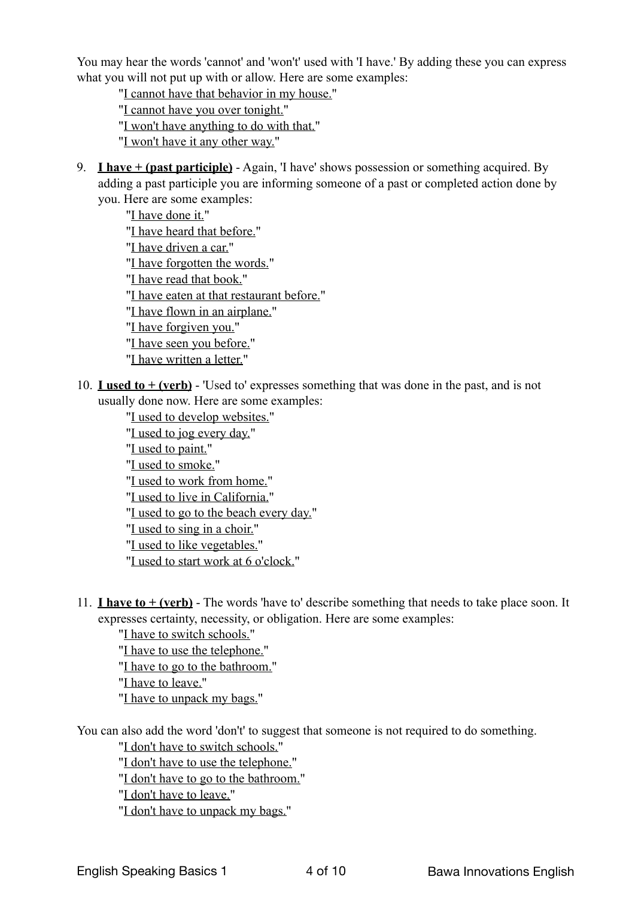You may hear the words 'cannot' and 'won't' used with 'I have.' By adding these you can express what you will not put up with or allow. Here are some examples:

"I cannot have that behavior in my house."
"I cannot have you over tonight."
"I won't have anything to do with that."
"I won't have it any other way."

9. **I have + (past participle)** - Again, 'I have' shows possession or something acquired. By adding a past participle you are informing someone of a past or completed action done by you. Here are some examples:

   "I have done it."
   "I have heard that before."
   "I have driven a car."
   "I have forgotten the words."
   "I have read that book."
   "I have eaten at that restaurant before."
   "I have flown in an airplane."
   "I have forgiven you."
   "I have seen you before."
   "I have written a letter."

10. **I used to + (verb)** - 'Used to' expresses something that was done in the past, and is not usually done now. Here are some examples:

    "I used to develop websites."
    "I used to jog every day."
    "I used to paint."
    "I used to smoke."
    "I used to work from home."
    "I used to live in California."
    "I used to go to the beach every day."
    "I used to sing in a choir."
    "I used to like vegetables."
    "I used to start work at 6 o'clock."

11. **I have to + (verb)** - The words 'have to' describe something that needs to take place soon. It expresses certainty, necessity, or obligation. Here are some examples:

    "I have to switch schools."
    "I have to use the telephone."
    "I have to go to the bathroom."
    "I have to leave."
    "I have to unpack my bags."

You can also add the word 'don't' to suggest that someone is not required to do something.

"I don't have to switch schools."
"I don't have to use the telephone."
"I don't have to go to the bathroom."
"I don't have to leave."
"I don't have to unpack my bags."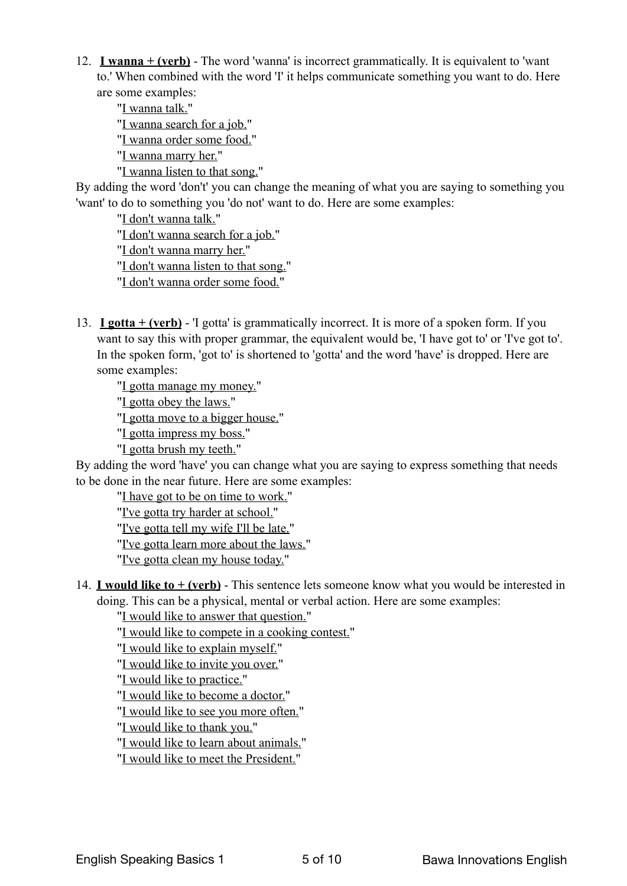12. **<u>I wanna + (verb)</u>** - The word 'wanna' is incorrect grammatically. It is equivalent to 'want to.' When combined with the word 'I' it helps communicate something you want to do. Here are some examples:

    "<u>I wanna talk.</u>"
    "<u>I wanna search for a job.</u>"
    "<u>I wanna order some food.</u>"
    "<u>I wanna marry her.</u>"
    "<u>I wanna listen to that song.</u>"

By adding the word 'don't' you can change the meaning of what you are saying to something you 'want' to do to something you 'do not' want to do. Here are some examples:

    "<u>I don't wanna talk.</u>"
    "<u>I don't wanna search for a job.</u>"
    "<u>I don't wanna marry her.</u>"
    "<u>I don't wanna listen to that song.</u>"
    "<u>I don't wanna order some food.</u>"

13. **<u>I gotta + (verb)</u>** - 'I gotta' is grammatically incorrect. It is more of a spoken form. If you want to say this with proper grammar, the equivalent would be, 'I have got to' or 'I've got to'. In the spoken form, 'got to' is shortened to 'gotta' and the word 'have' is dropped. Here are some examples:

    "<u>I gotta manage my money.</u>"
    "<u>I gotta obey the laws.</u>"
    "<u>I gotta move to a bigger house.</u>"
    "<u>I gotta impress my boss.</u>"
    "<u>I gotta brush my teeth.</u>"

By adding the word 'have' you can change what you are saying to express something that needs to be done in the near future. Here are some examples:

    "<u>I have got to be on time to work.</u>"
    "<u>I've gotta try harder at school.</u>"
    "<u>I've gotta tell my wife I'll be late.</u>"
    "<u>I've gotta learn more about the laws.</u>"
    "<u>I've gotta clean my house today.</u>"

14. **<u>I would like to + (verb)</u>** - This sentence lets someone know what you would be interested in doing. This can be a physical, mental or verbal action. Here are some examples:

    "<u>I would like to answer that question.</u>"
    "<u>I would like to compete in a cooking contest.</u>"
    "<u>I would like to explain myself.</u>"
    "<u>I would like to invite you over.</u>"
    "<u>I would like to practice.</u>"
    "<u>I would like to become a doctor.</u>"
    "<u>I would like to see you more often.</u>"
    "<u>I would like to thank you.</u>"
    "<u>I would like to learn about animals.</u>"
    "<u>I would like to meet the President.</u>"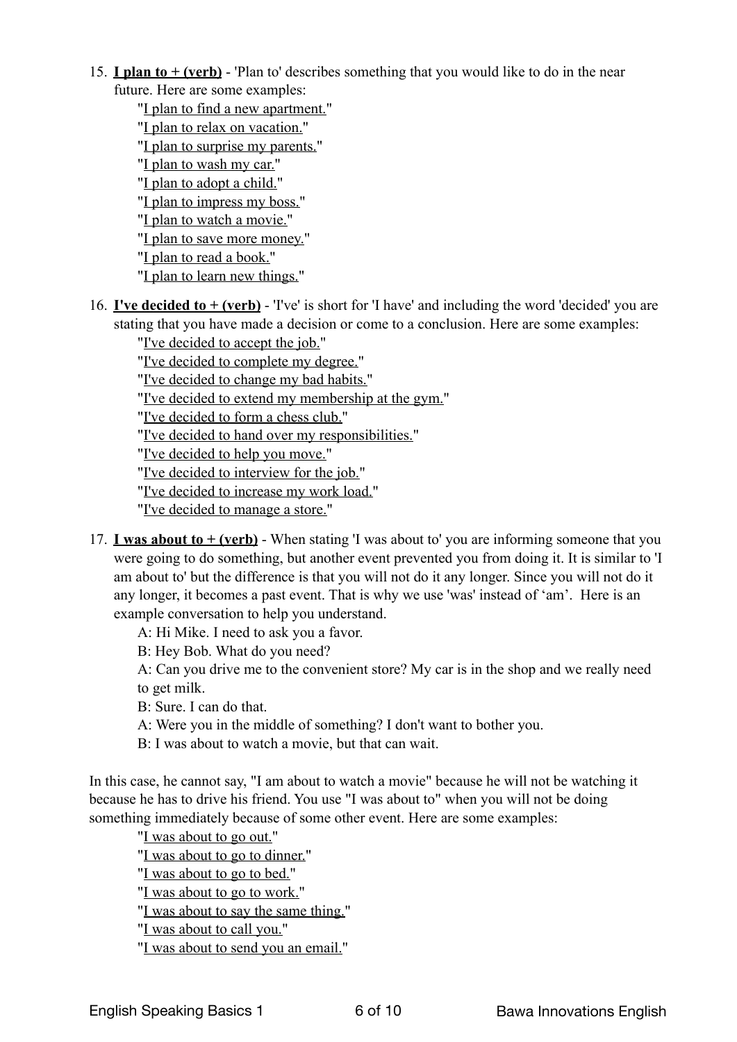15. **<u>I plan to + (verb)</u>** - 'Plan to' describes something that you would like to do in the near future. Here are some examples:

    "<u>I plan to find a new apartment.</u>"
    "<u>I plan to relax on vacation.</u>"
    "<u>I plan to surprise my parents.</u>"
    "<u>I plan to wash my car.</u>"
    "<u>I plan to adopt a child.</u>"
    "<u>I plan to impress my boss.</u>"
    "<u>I plan to watch a movie.</u>"
    "<u>I plan to save more money.</u>"
    "<u>I plan to read a book.</u>"
    "<u>I plan to learn new things.</u>"

16. **<u>I've decided to + (verb)</u>** - 'I've' is short for 'I have' and including the word 'decided' you are stating that you have made a decision or come to a conclusion. Here are some examples:

    "<u>I've decided to accept the job.</u>"
    "<u>I've decided to complete my degree.</u>"
    "<u>I've decided to change my bad habits.</u>"
    "<u>I've decided to extend my membership at the gym.</u>"
    "<u>I've decided to form a chess club.</u>"
    "<u>I've decided to hand over my responsibilities.</u>"
    "<u>I've decided to help you move.</u>"
    "<u>I've decided to interview for the job.</u>"
    "<u>I've decided to increase my work load.</u>"
    "<u>I've decided to manage a store.</u>"

17. **<u>I was about to + (verb)</u>** - When stating 'I was about to' you are informing someone that you were going to do something, but another event prevented you from doing it. It is similar to 'I am about to' but the difference is that you will not do it any longer. Since you will not do it any longer, it becomes a past event. That is why we use 'was' instead of 'am'. Here is an example conversation to help you understand.

    A: Hi Mike. I need to ask you a favor.
    B: Hey Bob. What do you need?
    A: Can you drive me to the convenient store? My car is in the shop and we really need to get milk.
    B: Sure. I can do that.
    A: Were you in the middle of something? I don't want to bother you.
    B: I was about to watch a movie, but that can wait.

In this case, he cannot say, "I am about to watch a movie" because he will not be watching it because he has to drive his friend. You use "I was about to" when you will not be doing something immediately because of some other event. Here are some examples:

"<u>I was about to go out.</u>"
"<u>I was about to go to dinner.</u>"
"<u>I was about to go to bed.</u>"
"<u>I was about to go to work.</u>"
"<u>I was about to say the same thing.</u>"
"<u>I was about to call you.</u>"
"<u>I was about to send you an email.</u>"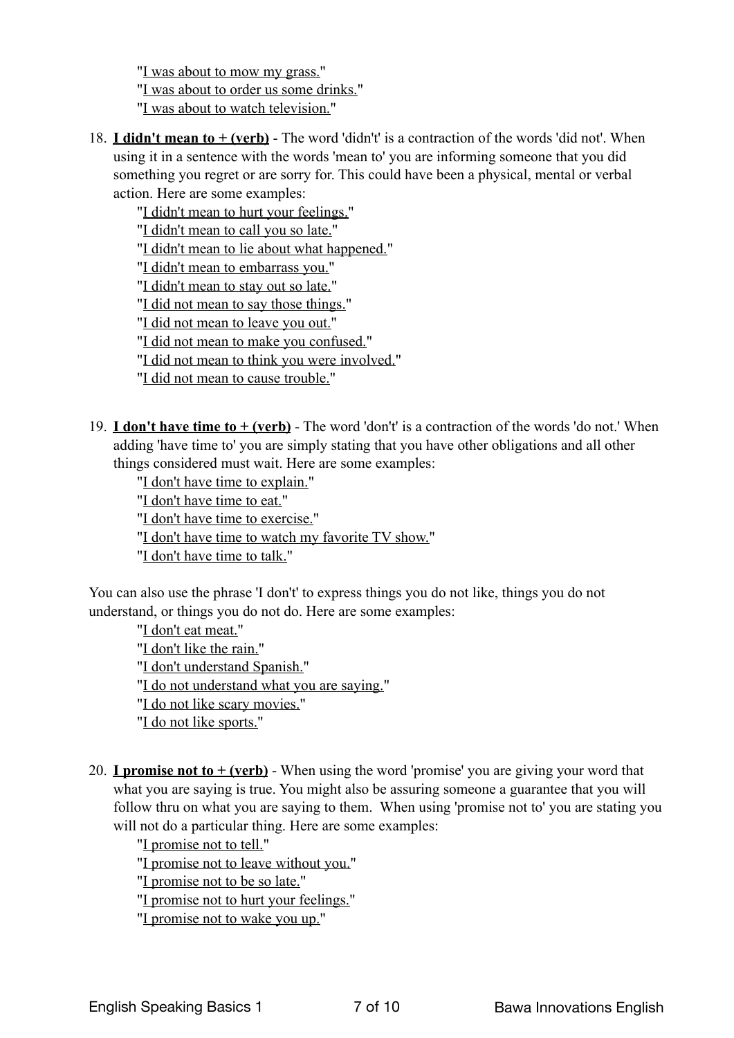"I was about to mow my grass."
"I was about to order us some drinks."
"I was about to watch television."

18. **I didn't mean to + (verb)** - The word 'didn't' is a contraction of the words 'did not'. When using it in a sentence with the words 'mean to' you are informing someone that you did something you regret or are sorry for. This could have been a physical, mental or verbal action. Here are some examples:

    "I didn't mean to hurt your feelings."
    "I didn't mean to call you so late."
    "I didn't mean to lie about what happened."
    "I didn't mean to embarrass you."
    "I didn't mean to stay out so late."
    "I did not mean to say those things."
    "I did not mean to leave you out."
    "I did not mean to make you confused."
    "I did not mean to think you were involved."
    "I did not mean to cause trouble."

19. **I don't have time to + (verb)** - The word 'don't' is a contraction of the words 'do not.' When adding 'have time to' you are simply stating that you have other obligations and all other things considered must wait. Here are some examples:

    "I don't have time to explain."
    "I don't have time to eat."
    "I don't have time to exercise."
    "I don't have time to watch my favorite TV show."
    "I don't have time to talk."

You can also use the phrase 'I don't' to express things you do not like, things you do not understand, or things you do not do. Here are some examples:

"I don't eat meat."
"I don't like the rain."
"I don't understand Spanish."
"I do not understand what you are saying."
"I do not like scary movies."
"I do not like sports."

20. **I promise not to + (verb)** - When using the word 'promise' you are giving your word that what you are saying is true. You might also be assuring someone a guarantee that you will follow thru on what you are saying to them. When using 'promise not to' you are stating you will not do a particular thing. Here are some examples:

    "I promise not to tell."
    "I promise not to leave without you."
    "I promise not to be so late."
    "I promise not to hurt your feelings."
    "I promise not to wake you up."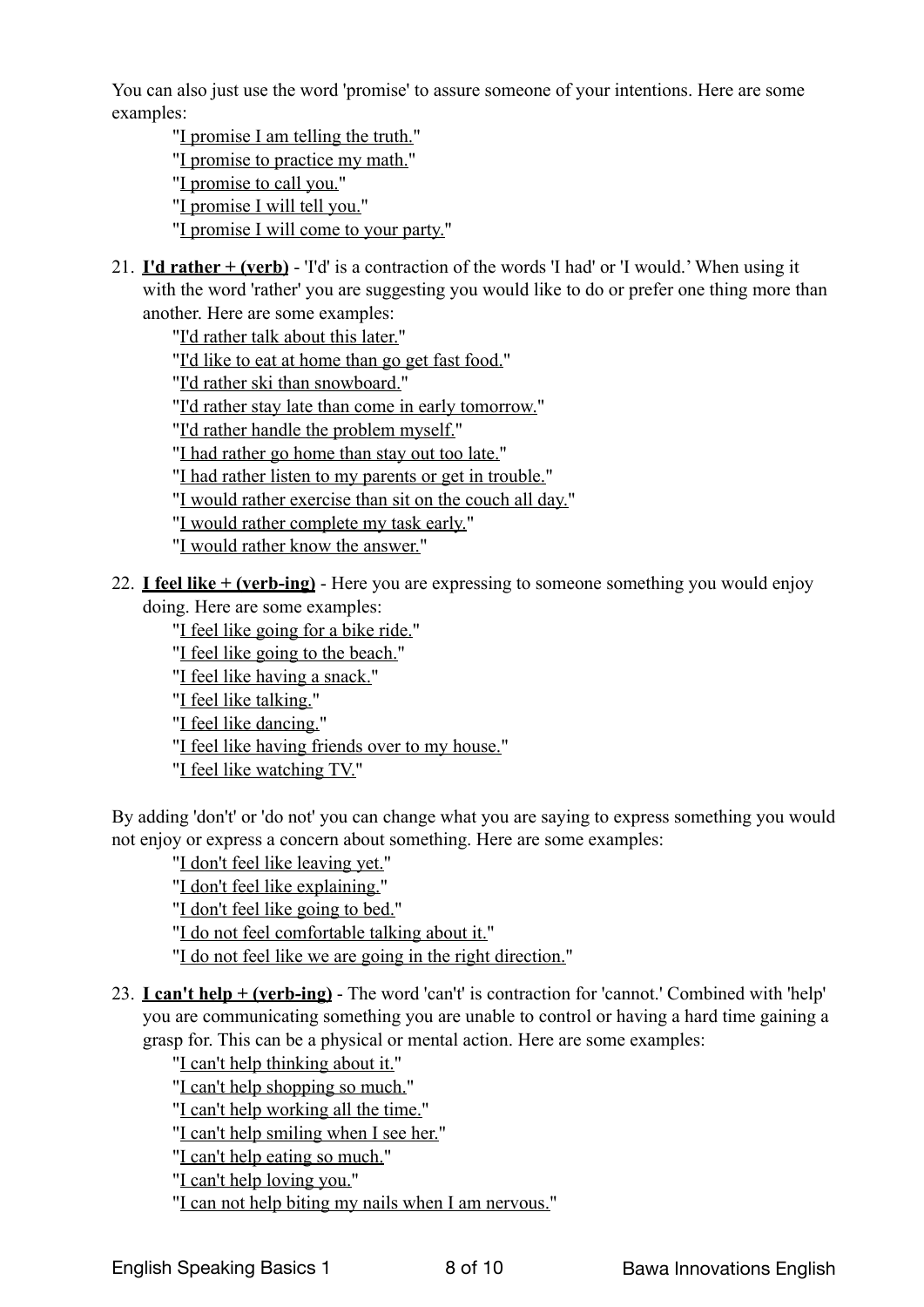You can also just use the word 'promise' to assure someone of your intentions. Here are some examples:

"I promise I am telling the truth."
"I promise to practice my math."
"I promise to call you."
"I promise I will tell you."
"I promise I will come to your party."

21. **I'd rather + (verb)** - 'I'd' is a contraction of the words 'I had' or 'I would.' When using it with the word 'rather' you are suggesting you would like to do or prefer one thing more than another. Here are some examples:

    "I'd rather talk about this later."
    "I'd like to eat at home than go get fast food."
    "I'd rather ski than snowboard."
    "I'd rather stay late than come in early tomorrow."
    "I'd rather handle the problem myself."
    "I had rather go home than stay out too late."
    "I had rather listen to my parents or get in trouble."
    "I would rather exercise than sit on the couch all day."
    "I would rather complete my task early."
    "I would rather know the answer."

22. **I feel like + (verb-ing)** - Here you are expressing to someone something you would enjoy doing. Here are some examples:

    "I feel like going for a bike ride."
    "I feel like going to the beach."
    "I feel like having a snack."
    "I feel like talking."
    "I feel like dancing."
    "I feel like having friends over to my house."
    "I feel like watching TV."

By adding 'don't' or 'do not' you can change what you are saying to express something you would not enjoy or express a concern about something. Here are some examples:

"I don't feel like leaving yet."
"I don't feel like explaining."
"I don't feel like going to bed."
"I do not feel comfortable talking about it."
"I do not feel like we are going in the right direction."

23. **I can't help + (verb-ing)** - The word 'can't' is contraction for 'cannot.' Combined with 'help' you are communicating something you are unable to control or having a hard time gaining a grasp for. This can be a physical or mental action. Here are some examples:

    "I can't help thinking about it."
    "I can't help shopping so much."
    "I can't help working all the time."
    "I can't help smiling when I see her."
    "I can't help eating so much."
    "I can't help loving you."
    "I can not help biting my nails when I am nervous."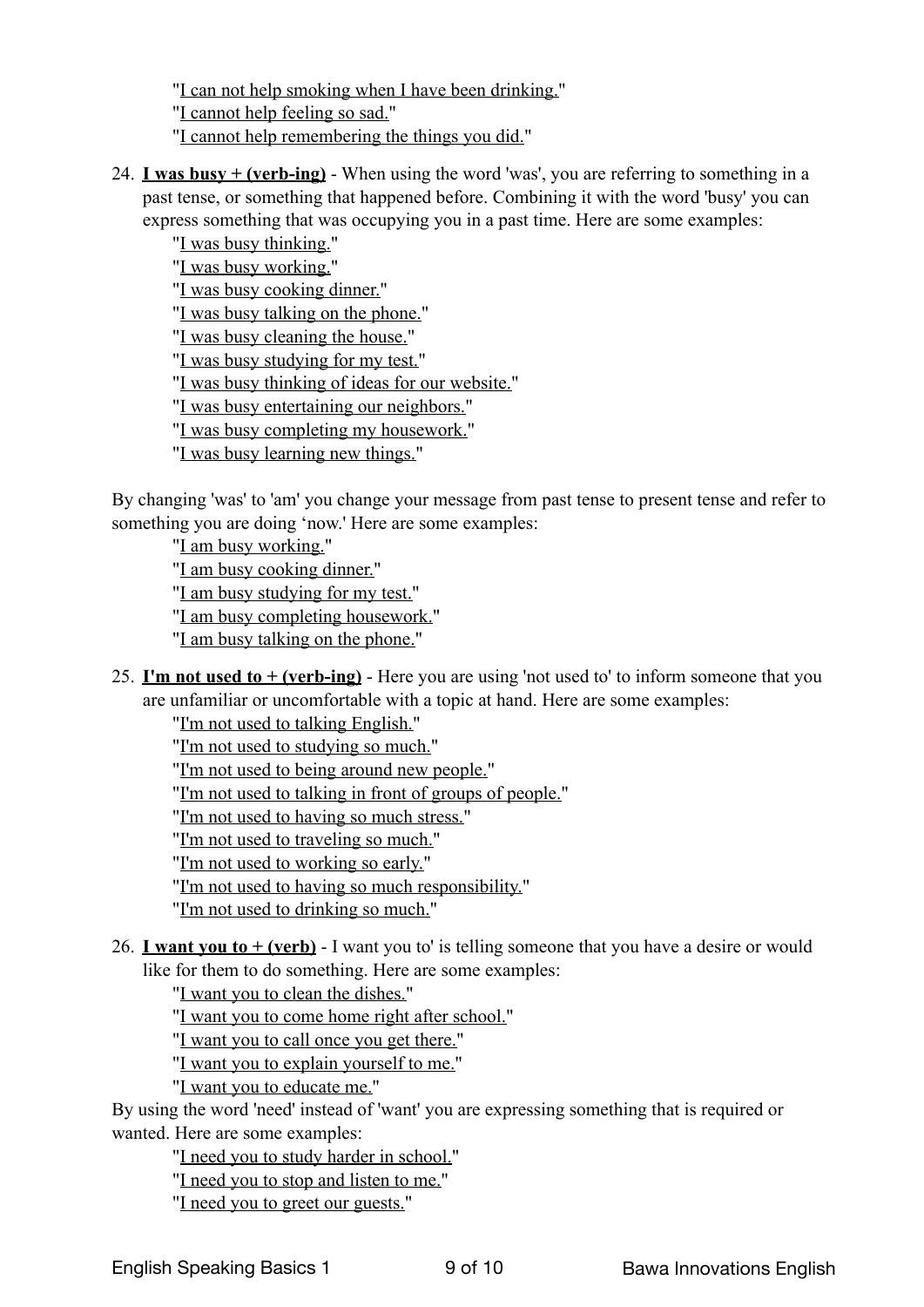"I can not help smoking when I have been drinking."
"I cannot help feeling so sad."
"I cannot help remembering the things you did."

24. **I was busy + (verb-ing)** - When using the word 'was', you are referring to something in a past tense, or something that happened before. Combining it with the word 'busy' you can express something that was occupying you in a past time. Here are some examples:

    "I was busy thinking."
    "I was busy working."
    "I was busy cooking dinner."
    "I was busy talking on the phone."
    "I was busy cleaning the house."
    "I was busy studying for my test."
    "I was busy thinking of ideas for our website."
    "I was busy entertaining our neighbors."
    "I was busy completing my housework."
    "I was busy learning new things."

By changing 'was' to 'am' you change your message from past tense to present tense and refer to something you are doing 'now.' Here are some examples:

"I am busy working."
"I am busy cooking dinner."
"I am busy studying for my test."
"I am busy completing housework."
"I am busy talking on the phone."

25. **I'm not used to + (verb-ing)** - Here you are using 'not used to' to inform someone that you are unfamiliar or uncomfortable with a topic at hand. Here are some examples:

    "I'm not used to talking English."
    "I'm not used to studying so much."
    "I'm not used to being around new people."
    "I'm not used to talking in front of groups of people."
    "I'm not used to having so much stress."
    "I'm not used to traveling so much."
    "I'm not used to working so early."
    "I'm not used to having so much responsibility."
    "I'm not used to drinking so much."

26. **I want you to + (verb)** - I want you to' is telling someone that you have a desire or would like for them to do something. Here are some examples:

    "I want you to clean the dishes."
    "I want you to come home right after school."
    "I want you to call once you get there."
    "I want you to explain yourself to me."
    "I want you to educate me."

By using the word 'need' instead of 'want' you are expressing something that is required or wanted. Here are some examples:

"I need you to study harder in school."
"I need you to stop and listen to me."
"I need you to greet our guests."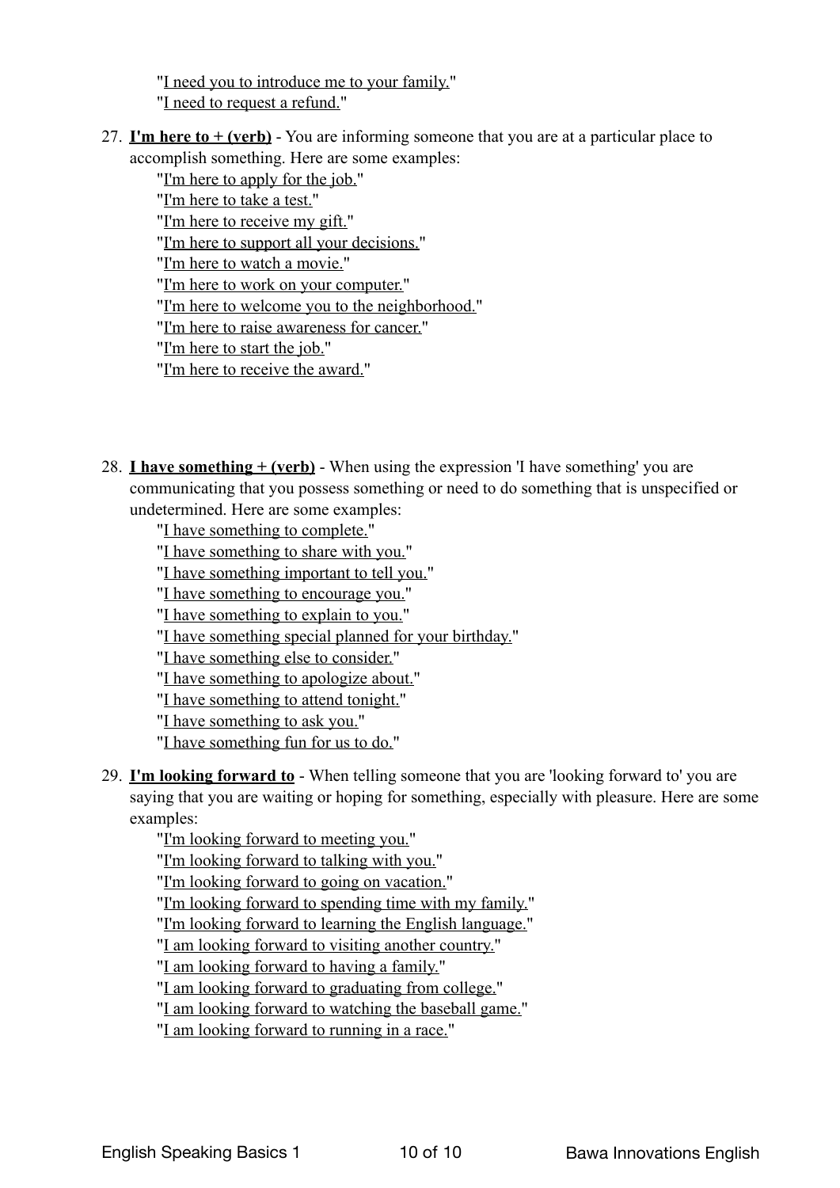"I need you to introduce me to your family."
"I need to request a refund."

27. **I'm here to + (verb)** - You are informing someone that you are at a particular place to accomplish something. Here are some examples:
    "I'm here to apply for the job."
    "I'm here to take a test."
    "I'm here to receive my gift."
    "I'm here to support all your decisions."
    "I'm here to watch a movie."
    "I'm here to work on your computer."
    "I'm here to welcome you to the neighborhood."
    "I'm here to raise awareness for cancer."
    "I'm here to start the job."
    "I'm here to receive the award."

28. **I have something + (verb)** - When using the expression 'I have something' you are communicating that you possess something or need to do something that is unspecified or undetermined. Here are some examples:
    "I have something to complete."
    "I have something to share with you."
    "I have something important to tell you."
    "I have something to encourage you."
    "I have something to explain to you."
    "I have something special planned for your birthday."
    "I have something else to consider."
    "I have something to apologize about."
    "I have something to attend tonight."
    "I have something to ask you."
    "I have something fun for us to do."

29. **I'm looking forward to** - When telling someone that you are 'looking forward to' you are saying that you are waiting or hoping for something, especially with pleasure. Here are some examples:
    "I'm looking forward to meeting you."
    "I'm looking forward to talking with you."
    "I'm looking forward to going on vacation."
    "I'm looking forward to spending time with my family."
    "I'm looking forward to learning the English language."
    "I am looking forward to visiting another country."
    "I am looking forward to having a family."
    "I am looking forward to graduating from college."
    "I am looking forward to watching the baseball game."
    "I am looking forward to running in a race."